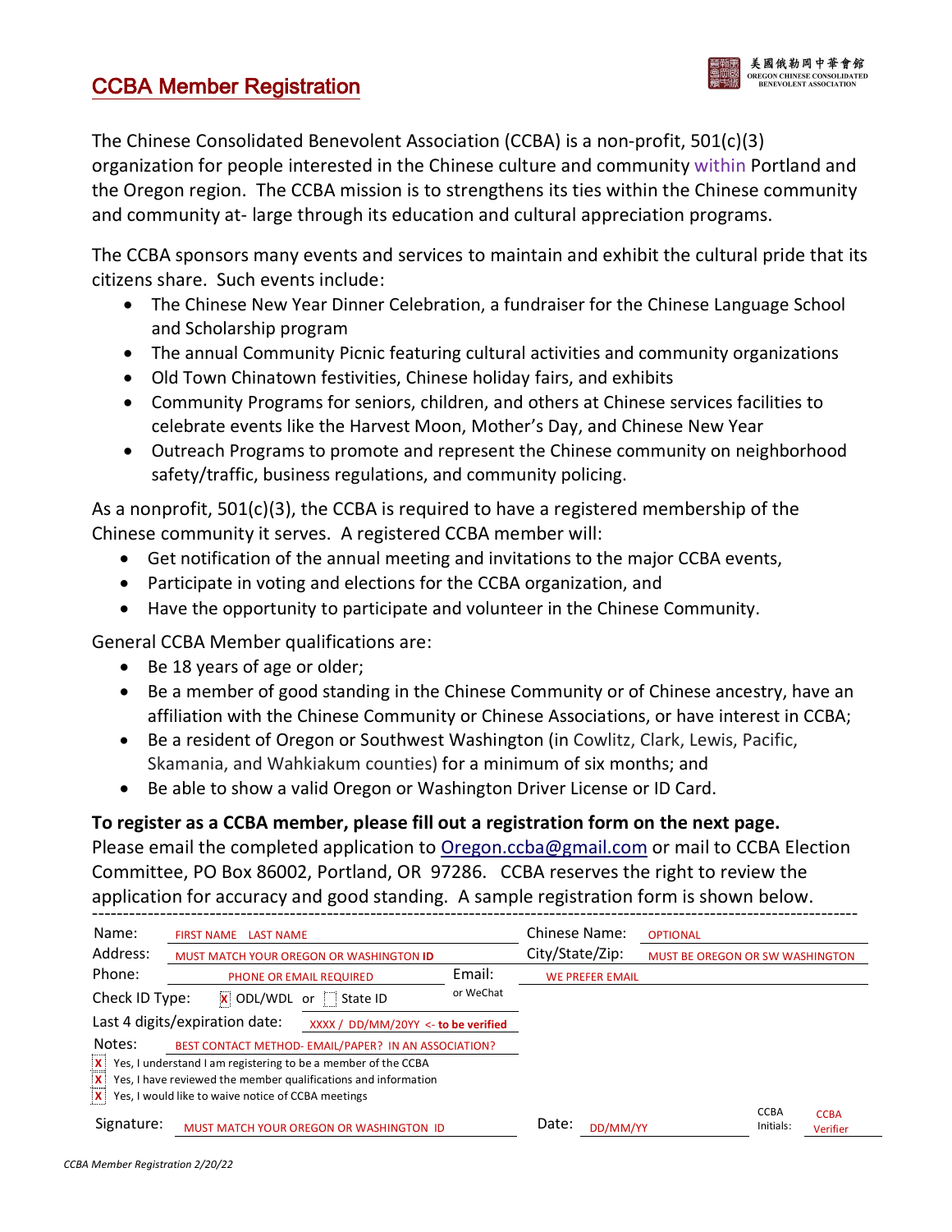# CCBA Member Registration

美國俄勒岡中華會館
OREGON CHINESE CONSOLIDATED BENEVOLENT ASSOCIATION

The Chinese Consolidated Benevolent Association (CCBA) is a non-profit, 501(c)(3) organization for people interested in the Chinese culture and community within Portland and the Oregon region. The CCBA mission is to strengthens its ties within the Chinese community and community at- large through its education and cultural appreciation programs.

The CCBA sponsors many events and services to maintain and exhibit the cultural pride that its citizens share. Such events include:

- The Chinese New Year Dinner Celebration, a fundraiser for the Chinese Language School and Scholarship program
- The annual Community Picnic featuring cultural activities and community organizations
- Old Town Chinatown festivities, Chinese holiday fairs, and exhibits
- Community Programs for seniors, children, and others at Chinese services facilities to celebrate events like the Harvest Moon, Mother's Day, and Chinese New Year
- Outreach Programs to promote and represent the Chinese community on neighborhood safety/traffic, business regulations, and community policing.

As a nonprofit, 501(c)(3), the CCBA is required to have a registered membership of the Chinese community it serves. A registered CCBA member will:

- Get notification of the annual meeting and invitations to the major CCBA events,
- Participate in voting and elections for the CCBA organization, and
- Have the opportunity to participate and volunteer in the Chinese Community.

General CCBA Member qualifications are:

- Be 18 years of age or older;
- Be a member of good standing in the Chinese Community or of Chinese ancestry, have an affiliation with the Chinese Community or Chinese Associations, or have interest in CCBA;
- Be a resident of Oregon or Southwest Washington (in Cowlitz, Clark, Lewis, Pacific, Skamania, and Wahkiakum counties) for a minimum of six months; and
- Be able to show a valid Oregon or Washington Driver License or ID Card.

**To register as a CCBA member, please fill out a registration form on the next page.**
Please email the completed application to Oregon.ccba@gmail.com or mail to CCBA Election Committee, PO Box 86002, Portland, OR 97286. CCBA reserves the right to review the application for accuracy and good standing. A sample registration form is shown below.

---

Name: FIRST NAME LAST NAME — Chinese Name: OPTIONAL

Address: MUST MATCH YOUR OREGON OR WASHINGTON **ID** — City/State/Zip: MUST BE OREGON OR SW WASHINGTON

Phone: PHONE OR EMAIL REQUIRED — Email: or WeChat: WE PREFER EMAIL

Check ID Type: [X] ODL/WDL or [ ] State ID

Last 4 digits/expiration date: XXXX / DD/MM/20YY <- **to be verified**

Notes: BEST CONTACT METHOD- EMAIL/PAPER? IN AN ASSOCIATION?

[X] Yes, I understand I am registering to be a member of the CCBA
[X] Yes, I have reviewed the member qualifications and information
[X] Yes, I would like to waive notice of CCBA meetings

Signature: MUST MATCH YOUR OREGON OR WASHINGTON ID — Date: DD/MM/YY — CCBA Initials: CCBA Verifier

*CCBA Member Registration 2/20/22*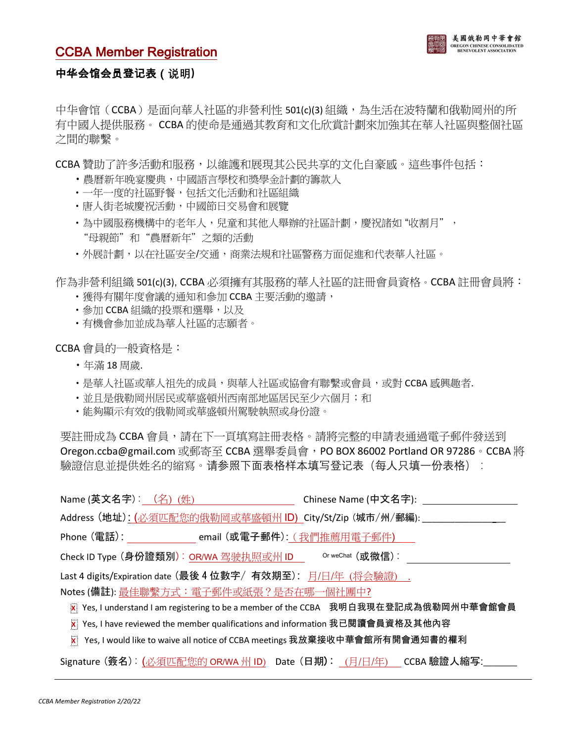美國俄勒岡中華會館
OREGON CHINESE CONSOLIDATED BENEVOLENT ASSOCIATION

# CCBA Member Registration

## 中华会馆会员登记表 ( 说明)

中华會馆（CCBA）是面向華人社區的非營利性 501(c)(3) 組織，為生活在波特蘭和俄勒岡州的所有中國人提供服務。 CCBA 的使命是通過其教育和文化欣賞計劃來加強其在華人社區與整個社區之間的聯繫。

CCBA 贊助了許多活動和服務，以維護和展現其公民共享的文化自豪感。這些事件包括：

- 農曆新年晚宴慶典，中國語言學校和獎學金計劃的籌款人
- 一年一度的社區野餐，包括文化活動和社區組織
- 唐人街老城慶祝活動，中國節日交易會和展覽
- 為中國服務機構中的老年人，兒童和其他人舉辦的社區計劃，慶祝諸如 "收割月"， "母親節" 和 "農曆新年" 之類的活動
- 外展計劃，以在社區安全/交通，商業法規和社區警務方面促進和代表華人社區。

作為非營利組織 501(c)(3), CCBA 必須擁有其服務的華人社區的註冊會員資格。CCBA 註冊會員將：

- 獲得有關年度會議的通知和參加 CCBA 主要活動的邀請，
- 參加 CCBA 組織的投票和選舉，以及
- 有機會參加並成為華人社區的志願者。

CCBA 會員的一般資格是：

- 年滿 18 周歲.
- 是華人社區或華人祖先的成員，與華人社區或協會有聯繫或會員，或對 CCBA 感興趣者.
- 並且是俄勒岡州居民或華盛頓州西南部地區居民至少六個月；和
- 能夠顯示有效的俄勒岡或華盛頓州駕駛執照或身份證。

要註冊成為 CCBA 會員，請在下一頁填寫註冊表格。請將完整的申請表通過電子郵件發送到 Oregon.ccba@gmail.com 或郵寄至 CCBA 選舉委員會，PO BOX 86002 Portland OR 97286。CCBA 將驗證信息並提供姓名的縮寫。请参照下面表格样本填写登记表（每人只填一份表格）：

Name (英文名字)：(名) (姓)　　Chinese Name (中文名字): ____________

Address (地址): (必須匹配您的俄勒岡或華盛頓州 ID)　City/St/Zip (城市/州/郵編): ____________

Phone (電話): ____________　email (或電子郵件): (我們推薦用電子郵件)

Check ID Type (身份證類別): OR/WA 驾驶执照或州 ID　　Or weChat (或微信): ____________

Last 4 digits/Expiration date (最後 4 位數字/ 有效期至): 月/日/年 (將會驗證)

Notes (備註): 最佳聯繫方式：電子郵件或紙張？是否在哪一個社團中?

- [x] Yes, I understand I am registering to be a member of the CCBA 我明白我現在登記成為俄勒岡州中華會館會員
- [x] Yes, I have reviewed the member qualifications and information 我已閱讀會員資格及其他內容
- [x] Yes, I would like to waive all notice of CCBA meetings 我放棄接收中華會館所有開會通知書的權利

Signature (簽名): (必須匹配您的 OR/WA 州 ID)　Date (日期): (月/日/年)　CCBA 驗證人縮写: ______

*CCBA Member Registration 2/20/22*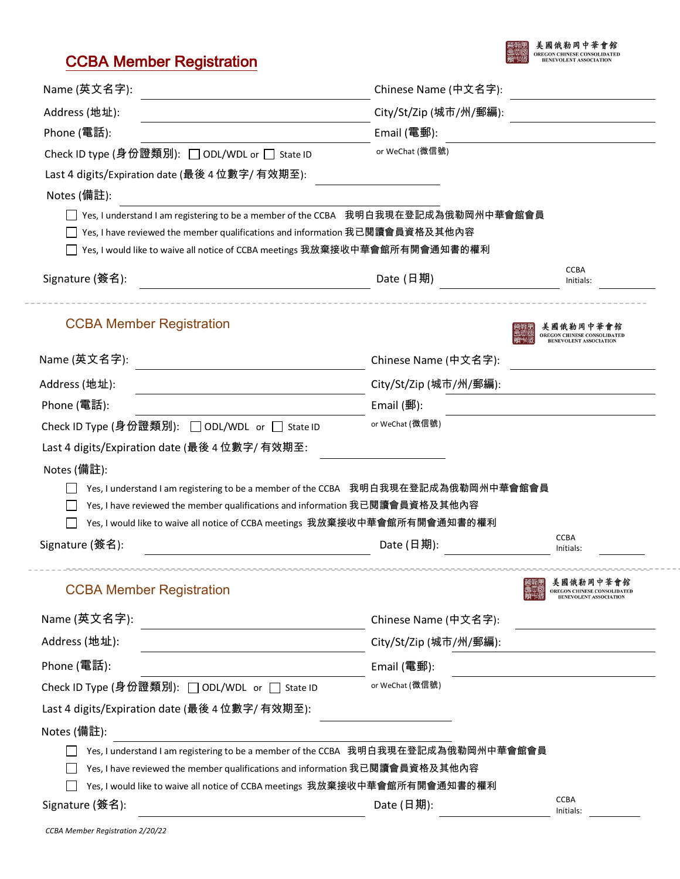## CCBA Member Registration

美國俄勒岡中華會館
OREGON CHINESE CONSOLIDATED BENEVOLENT ASSOCIATION

Name (英文名字): ____________________ Chinese Name (中文名字): ____________________

Address (地址): ____________________ City/St/Zip (城市/州/郵編): ____________________

Phone (電話): ____________________ Email (電郵): ____________________

Check ID type (身份證類別): ☐ ODL/WDL or ☐ State ID        or WeChat (微信號)

Last 4 digits/Expiration date (最後 4 位數字/ 有效期至): ____________________

Notes (備註): ____________________

- ☐ Yes, I understand I am registering to be a member of the CCBA 我明白我現在登記成為俄勒岡州中華會館會員
- ☐ Yes, I have reviewed the member qualifications and information 我已閱讀會員資格及其他內容
- ☐ Yes, I would like to waive all notice of CCBA meetings 我放棄接收中華會館所有開會通知書的權利

Signature (簽名): ____________________ Date (日期) ____________________ CCBA Initials: ________

---

## CCBA Member Registration

美國俄勒岡中華會館
OREGON CHINESE CONSOLIDATED BENEVOLENT ASSOCIATION

Name (英文名字): ____________________ Chinese Name (中文名字): ____________________

Address (地址): ____________________ City/St/Zip (城市/州/郵編): ____________________

Phone (電話): ____________________ Email (郵): ____________________

Check ID Type (身份證類別): ☐ ODL/WDL or ☐ State ID        or WeChat (微信號)

Last 4 digits/Expiration date (最後 4 位數字/ 有效期至: ____________________

Notes (備註):

- ☐ Yes, I understand I am registering to be a member of the CCBA 我明白我現在登記成為俄勒岡州中華會館會員
- ☐ Yes, I have reviewed the member qualifications and information 我已閱讀會員資格及其他內容
- ☐ Yes, I would like to waive all notice of CCBA meetings 我放棄接收中華會館所有開會通知書的權利

Signature (簽名): ____________________ Date (日期): ____________________ CCBA Initials: ________

---

## CCBA Member Registration

美國俄勒岡中華會館
OREGON CHINESE CONSOLIDATED BENEVOLENT ASSOCIATION

Name (英文名字): ____________________ Chinese Name (中文名字): ____________________

Address (地址): ____________________ City/Zip (城市/州/郵編): ____________________

Phone (電話): ____________________ Email (電郵): ____________________

Check ID Type (身份證類別): ☐ ODL/WDL or ☐ State ID        or WeChat (微信號)

Last 4 digits/Expiration date (最後 4 位數字/ 有效期至): ____________________

Notes (備註): ____________________

- ☐ Yes, I understand I am registering to be a member of the CCBA 我明白我現在登記成為俄勒岡州中華會館會員
- ☐ Yes, I have reviewed the member qualifications and information 我已閱讀會員資格及其他內容
- ☐ Yes, I would like to waive all notice of CCBA meetings 我放棄接收中華會館所有開會通知書的權利

Signature (簽名): ____________________ Date (日期): ____________________ CCBA Initials: ________

*CCBA Member Registration 2/20/22*